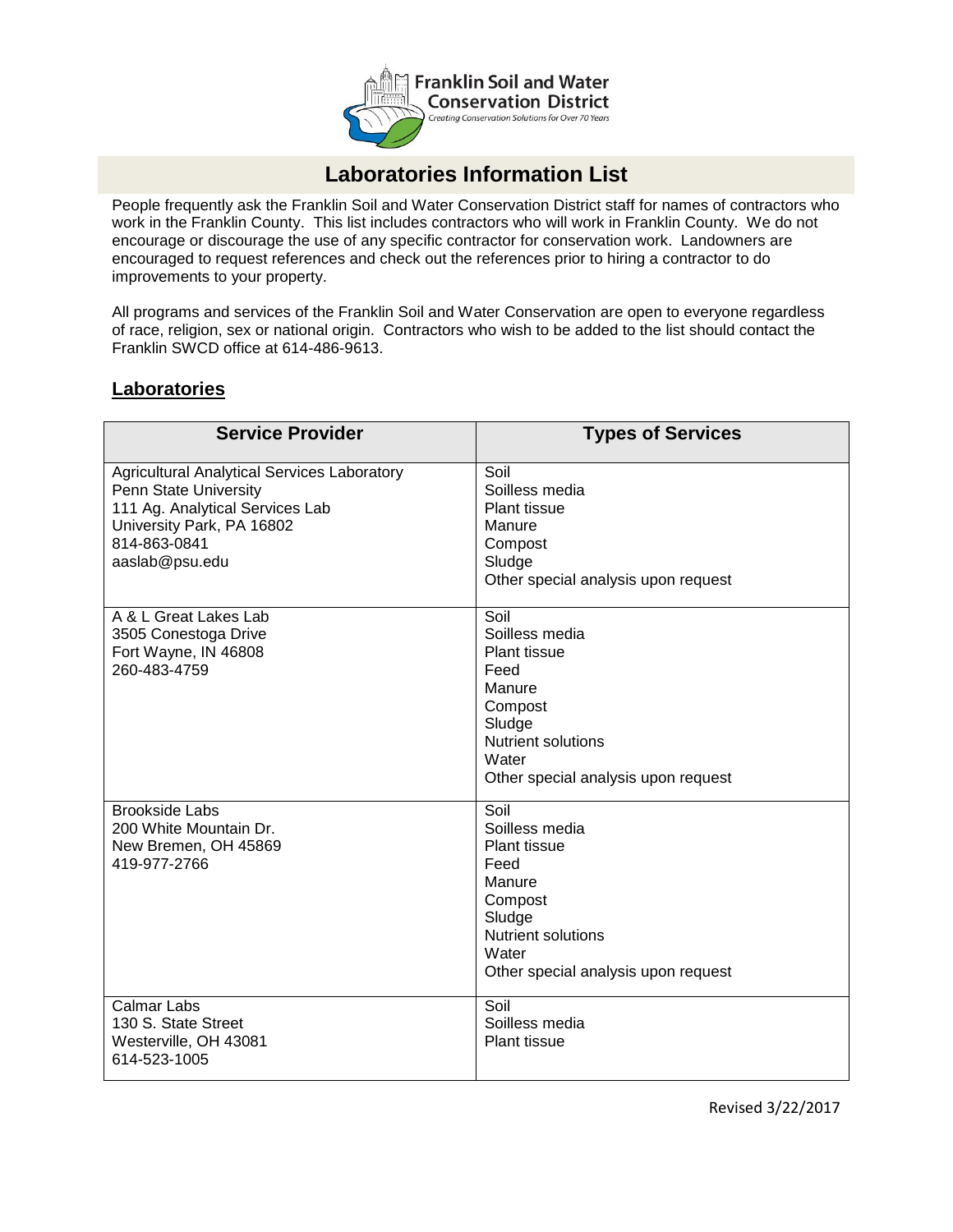Franklin Soil and Water Conservation District

Creating Conservation Solutions for Over 70 Years

# Laboratories Information List

People frequently ask the Franklin Soil and Water Conservation District staff for names of contractors who work in the Franklin County. This list includes contractors who will work in Franklin County. We do not encourage or discourage the use of any specific contractor for conservation work. Landowners are encouraged to request references and check out the references prior to hiring a contractor to do improvements to your property.

All programs and services of the Franklin Soil and Water Conservation are open to everyone regardless of race, religion, sex or national origin. Contractors who wish to be added to the list should contact the Franklin SWCD office at 614-486-9613.

## Laboratories

| Service Provider | Types of Services |
|---|---|
| Agricultural Analytical Services Laboratory<br>Penn State University<br>111 Ag. Analytical Services Lab<br>University Park, PA 16802<br>814-863-0841<br>aaslab@psu.edu | Soil<br>Soilless media<br>Plant tissue<br>Manure<br>Compost<br>Sludge<br>Other special analysis upon request |
| A & L Great Lakes Lab<br>3505 Conestoga Drive<br>Fort Wayne, IN 46808<br>260-483-4759 | Soil<br>Soilless media<br>Plant tissue<br>Feed<br>Manure<br>Compost<br>Sludge<br>Nutrient solutions<br>Water<br>Other special analysis upon request |
| Brookside Labs<br>200 White Mountain Dr.<br>New Bremen, OH 45869<br>419-977-2766 | Soil<br>Soilless media<br>Plant tissue<br>Feed<br>Manure<br>Compost<br>Sludge<br>Nutrient solutions<br>Water<br>Other special analysis upon request |
| Calmar Labs<br>130 S. State Street<br>Westerville, OH 43081<br>614-523-1005 | Soil<br>Soilless media<br>Plant tissue |

Revised 3/22/2017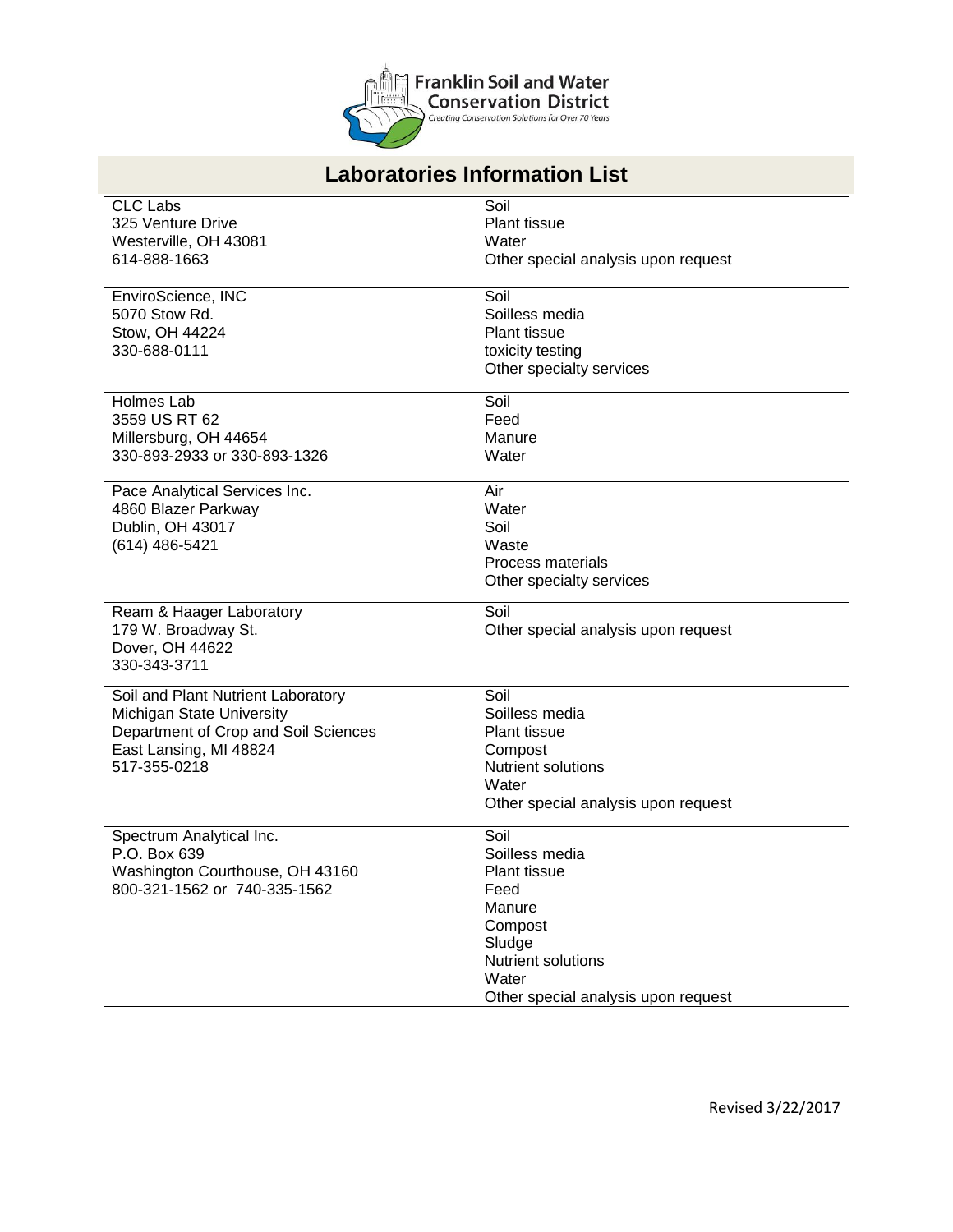Franklin Soil and Water Conservation District
Creating Conservation Solutions for Over 70 Years

# Laboratories Information List

| | |
|---|---|
| CLC Labs<br>325 Venture Drive<br>Westerville, OH 43081<br>614-888-1663 | Soil<br>Plant tissue<br>Water<br>Other special analysis upon request |
| EnviroScience, INC<br>5070 Stow Rd.<br>Stow, OH 44224<br>330-688-0111 | Soil<br>Soilless media<br>Plant tissue<br>toxicity testing<br>Other specialty services |
| Holmes Lab<br>3559 US RT 62<br>Millersburg, OH 44654<br>330-893-2933 or 330-893-1326 | Soil<br>Feed<br>Manure<br>Water |
| Pace Analytical Services Inc.<br>4860 Blazer Parkway<br>Dublin, OH 43017<br>(614) 486-5421 | Air<br>Water<br>Soil<br>Waste<br>Process materials<br>Other specialty services |
| Ream & Haager Laboratory<br>179 W. Broadway St.<br>Dover, OH 44622<br>330-343-3711 | Soil<br>Other special analysis upon request |
| Soil and Plant Nutrient Laboratory<br>Michigan State University<br>Department of Crop and Soil Sciences<br>East Lansing, MI 48824<br>517-355-0218 | Soil<br>Soilless media<br>Plant tissue<br>Compost<br>Nutrient solutions<br>Water<br>Other special analysis upon request |
| Spectrum Analytical Inc.<br>P.O. Box 639<br>Washington Courthouse, OH 43160<br>800-321-1562 or 740-335-1562 | Soil<br>Soilless media<br>Plant tissue<br>Feed<br>Manure<br>Compost<br>Sludge<br>Nutrient solutions<br>Water<br>Other special analysis upon request |

Revised 3/22/2017